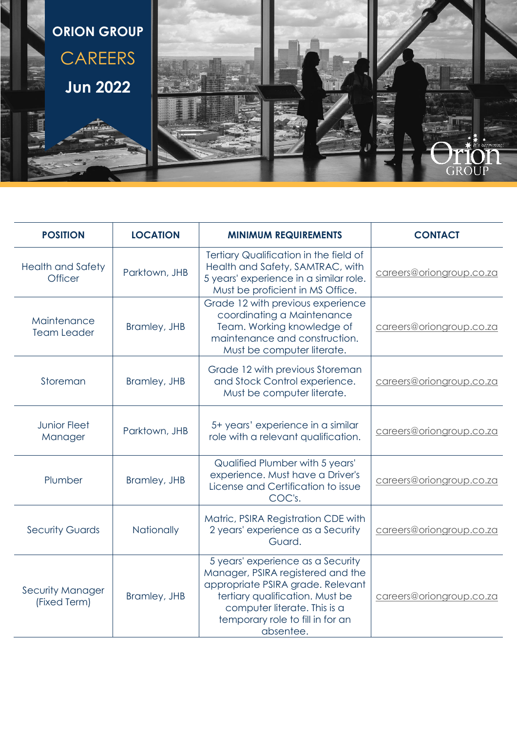# ORION GROUP

## CAREERS

## Jun 2022

| POSITION | LOCATION | MINIMUM REQUIREMENTS | CONTACT |
| --- | --- | --- | --- |
| Health and Safety Officer | Parktown, JHB | Tertiary Qualification in the field of Health and Safety, SAMTRAC, with 5 years' experience in a similar role. Must be proficient in MS Office. | careers@oriongroup.co.za |
| Maintenance Team Leader | Bramley, JHB | Grade 12 with previous experience coordinating a Maintenance Team. Working knowledge of maintenance and construction. Must be computer literate. | careers@oriongroup.co.za |
| Storeman | Bramley, JHB | Grade 12 with previous Storeman and Stock Control experience. Must be computer literate. | careers@oriongroup.co.za |
| Junior Fleet Manager | Parktown, JHB | 5+ years' experience in a similar role with a relevant qualification. | careers@oriongroup.co.za |
| Plumber | Bramley, JHB | Qualified Plumber with 5 years' experience. Must have a Driver's License and Certification to issue COC's. | careers@oriongroup.co.za |
| Security Guards | Nationally | Matric, PSIRA Registration CDE with 2 years' experience as a Security Guard. | careers@oriongroup.co.za |
| Security Manager (Fixed Term) | Bramley, JHB | 5 years' experience as a Security Manager, PSIRA registered and the appropriate PSIRA grade. Relevant tertiary qualification. Must be computer literate. This is a temporary role to fill in for an absentee. | careers@oriongroup.co.za |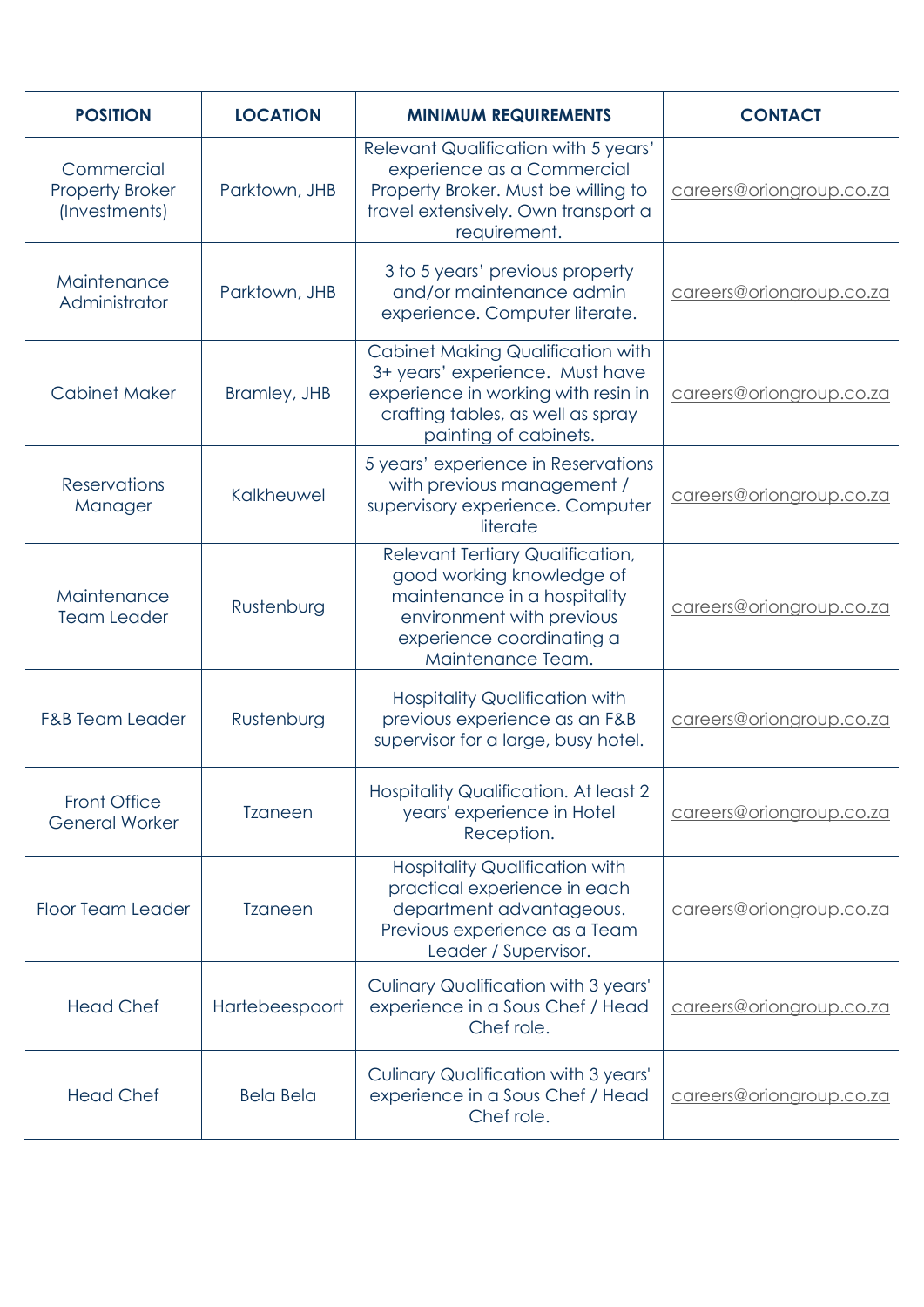| POSITION | LOCATION | MINIMUM REQUIREMENTS | CONTACT |
|---|---|---|---|
| Commercial Property Broker (Investments) | Parktown, JHB | Relevant Qualification with 5 years' experience as a Commercial Property Broker. Must be willing to travel extensively. Own transport a requirement. | careers@oriongroup.co.za |
| Maintenance Administrator | Parktown, JHB | 3 to 5 years' previous property and/or maintenance admin experience. Computer literate. | careers@oriongroup.co.za |
| Cabinet Maker | Bramley, JHB | Cabinet Making Qualification with 3+ years' experience. Must have experience in working with resin in crafting tables, as well as spray painting of cabinets. | careers@oriongroup.co.za |
| Reservations Manager | Kalkheuwel | 5 years' experience in Reservations with previous management / supervisory experience. Computer literate | careers@oriongroup.co.za |
| Maintenance Team Leader | Rustenburg | Relevant Tertiary Qualification, good working knowledge of maintenance in a hospitality environment with previous experience coordinating a Maintenance Team. | careers@oriongroup.co.za |
| F&B Team Leader | Rustenburg | Hospitality Qualification with previous experience as an F&B supervisor for a large, busy hotel. | careers@oriongroup.co.za |
| Front Office General Worker | Tzaneen | Hospitality Qualification. At least 2 years' experience in Hotel Reception. | careers@oriongroup.co.za |
| Floor Team Leader | Tzaneen | Hospitality Qualification with practical experience in each department advantageous. Previous experience as a Team Leader / Supervisor. | careers@oriongroup.co.za |
| Head Chef | Hartebeespoort | Culinary Qualification with 3 years' experience in a Sous Chef / Head Chef role. | careers@oriongroup.co.za |
| Head Chef | Bela Bela | Culinary Qualification with 3 years' experience in a Sous Chef / Head Chef role. | careers@oriongroup.co.za |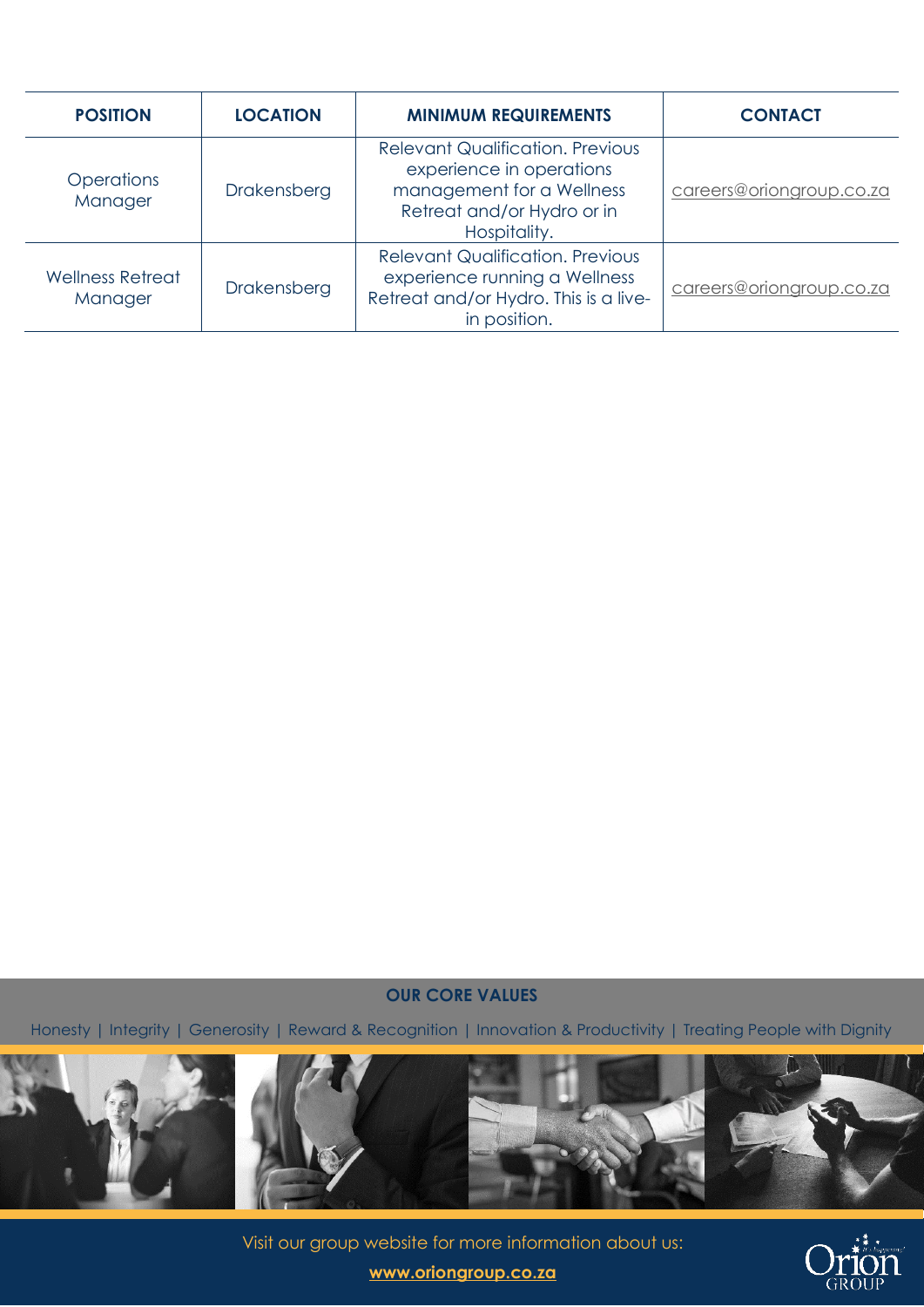| POSITION | LOCATION | MINIMUM REQUIREMENTS | CONTACT |
|---|---|---|---|
| Operations Manager | Drakensberg | Relevant Qualification. Previous experience in operations management for a Wellness Retreat and/or Hydro or in Hospitality. | careers@oriongroup.co.za |
| Wellness Retreat Manager | Drakensberg | Relevant Qualification. Previous experience running a Wellness Retreat and/or Hydro. This is a live-in position. | careers@oriongroup.co.za |

**OUR CORE VALUES**

Honesty | Integrity | Generosity | Reward & Recognition | Innovation & Productivity | Treating People with Dignity

Visit our group website for more information about us:

**www.oriongroup.co.za**

Orion GROUP